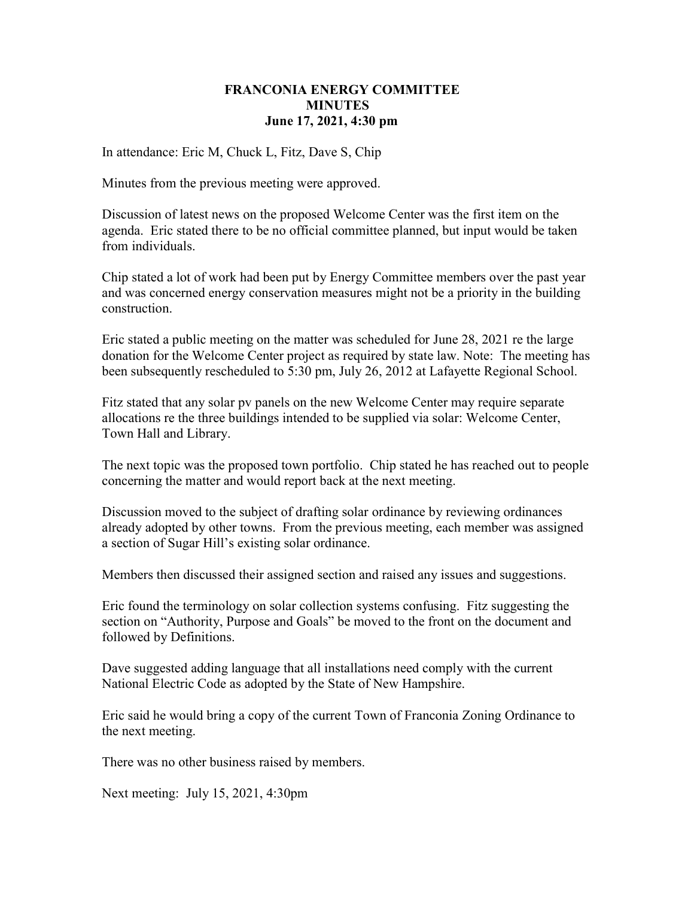# FRANCONIA ENERGY COMMITTEE
## MINUTES
### June 17, 2021, 4:30 pm

In attendance: Eric M, Chuck L, Fitz, Dave S, Chip

Minutes from the previous meeting were approved.

Discussion of latest news on the proposed Welcome Center was the first item on the agenda. Eric stated there to be no official committee planned, but input would be taken from individuals.

Chip stated a lot of work had been put by Energy Committee members over the past year and was concerned energy conservation measures might not be a priority in the building construction.

Eric stated a public meeting on the matter was scheduled for June 28, 2021 re the large donation for the Welcome Center project as required by state law. Note: The meeting has been subsequently rescheduled to 5:30 pm, July 26, 2012 at Lafayette Regional School.

Fitz stated that any solar pv panels on the new Welcome Center may require separate allocations re the three buildings intended to be supplied via solar: Welcome Center, Town Hall and Library.

The next topic was the proposed town portfolio. Chip stated he has reached out to people concerning the matter and would report back at the next meeting.

Discussion moved to the subject of drafting solar ordinance by reviewing ordinances already adopted by other towns. From the previous meeting, each member was assigned a section of Sugar Hill's existing solar ordinance.

Members then discussed their assigned section and raised any issues and suggestions.

Eric found the terminology on solar collection systems confusing. Fitz suggesting the section on "Authority, Purpose and Goals" be moved to the front on the document and followed by Definitions.

Dave suggested adding language that all installations need comply with the current National Electric Code as adopted by the State of New Hampshire.

Eric said he would bring a copy of the current Town of Franconia Zoning Ordinance to the next meeting.

There was no other business raised by members.

Next meeting: July 15, 2021, 4:30pm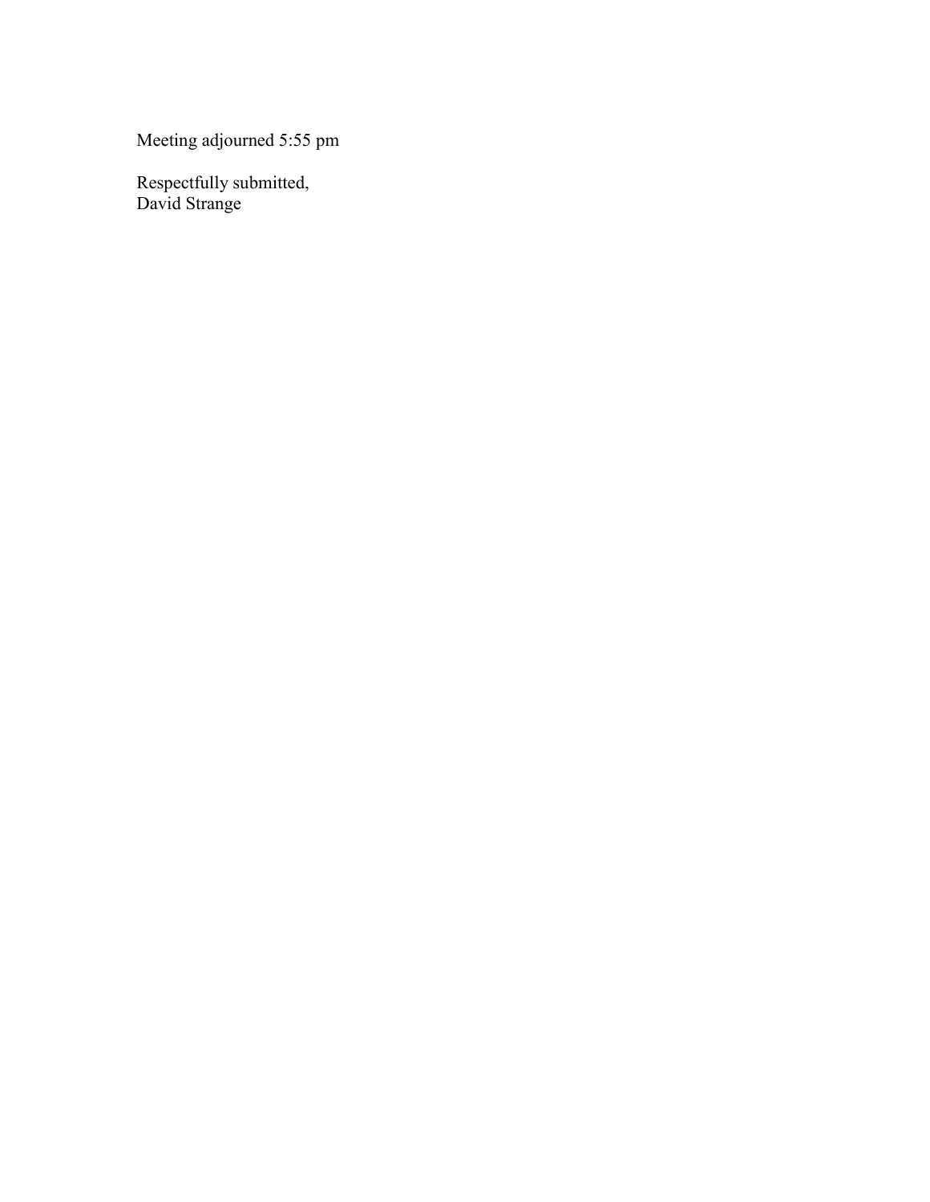Meeting adjourned 5:55 pm

Respectfully submitted,
David Strange